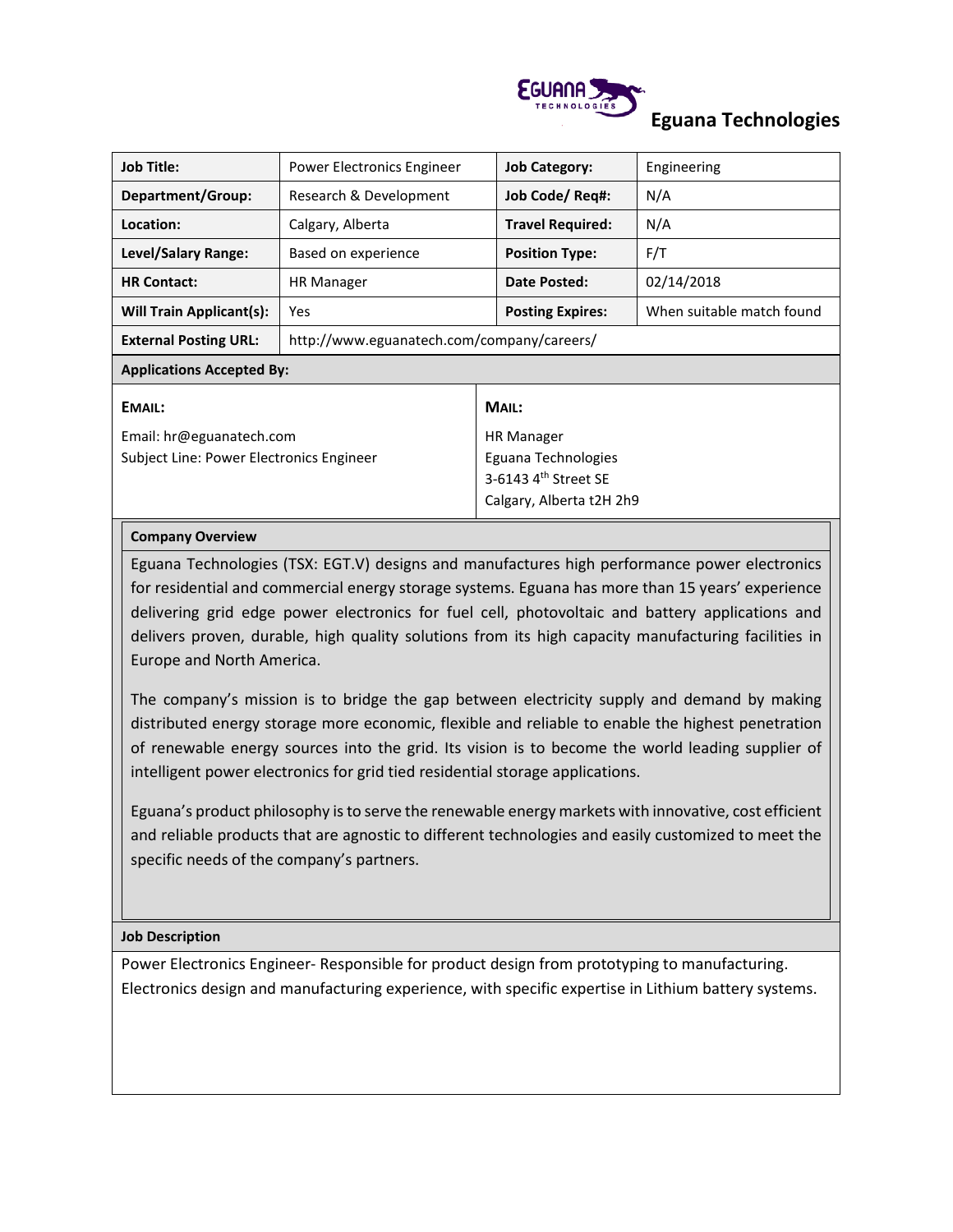# Eguana Technologies

| Job Title: | Power Electronics Engineer | Job Category: | Engineering |
|---|---|---|---|
| Department/Group: | Research & Development | Job Code/ Req#: | N/A |
| Location: | Calgary, Alberta | Travel Required: | N/A |
| Level/Salary Range: | Based on experience | Position Type: | F/T |
| HR Contact: | HR Manager | Date Posted: | 02/14/2018 |
| Will Train Applicant(s): | Yes | Posting Expires: | When suitable match found |
| External Posting URL: | http://www.eguanatech.com/company/careers/ | | |

**Applications Accepted By:**

| EMAIL: | MAIL: |
|---|---|
| Email: hr@eguanatech.com<br>Subject Line: Power Electronics Engineer | HR Manager<br>Eguana Technologies<br>3-6143 4th Street SE<br>Calgary, Alberta t2H 2h9 |

**Company Overview**

Eguana Technologies (TSX: EGT.V) designs and manufactures high performance power electronics for residential and commercial energy storage systems. Eguana has more than 15 years' experience delivering grid edge power electronics for fuel cell, photovoltaic and battery applications and delivers proven, durable, high quality solutions from its high capacity manufacturing facilities in Europe and North America.

The company's mission is to bridge the gap between electricity supply and demand by making distributed energy storage more economic, flexible and reliable to enable the highest penetration of renewable energy sources into the grid. Its vision is to become the world leading supplier of intelligent power electronics for grid tied residential storage applications.

Eguana's product philosophy is to serve the renewable energy markets with innovative, cost efficient and reliable products that are agnostic to different technologies and easily customized to meet the specific needs of the company's partners.

**Job Description**

Power Electronics Engineer- Responsible for product design from prototyping to manufacturing. Electronics design and manufacturing experience, with specific expertise in Lithium battery systems.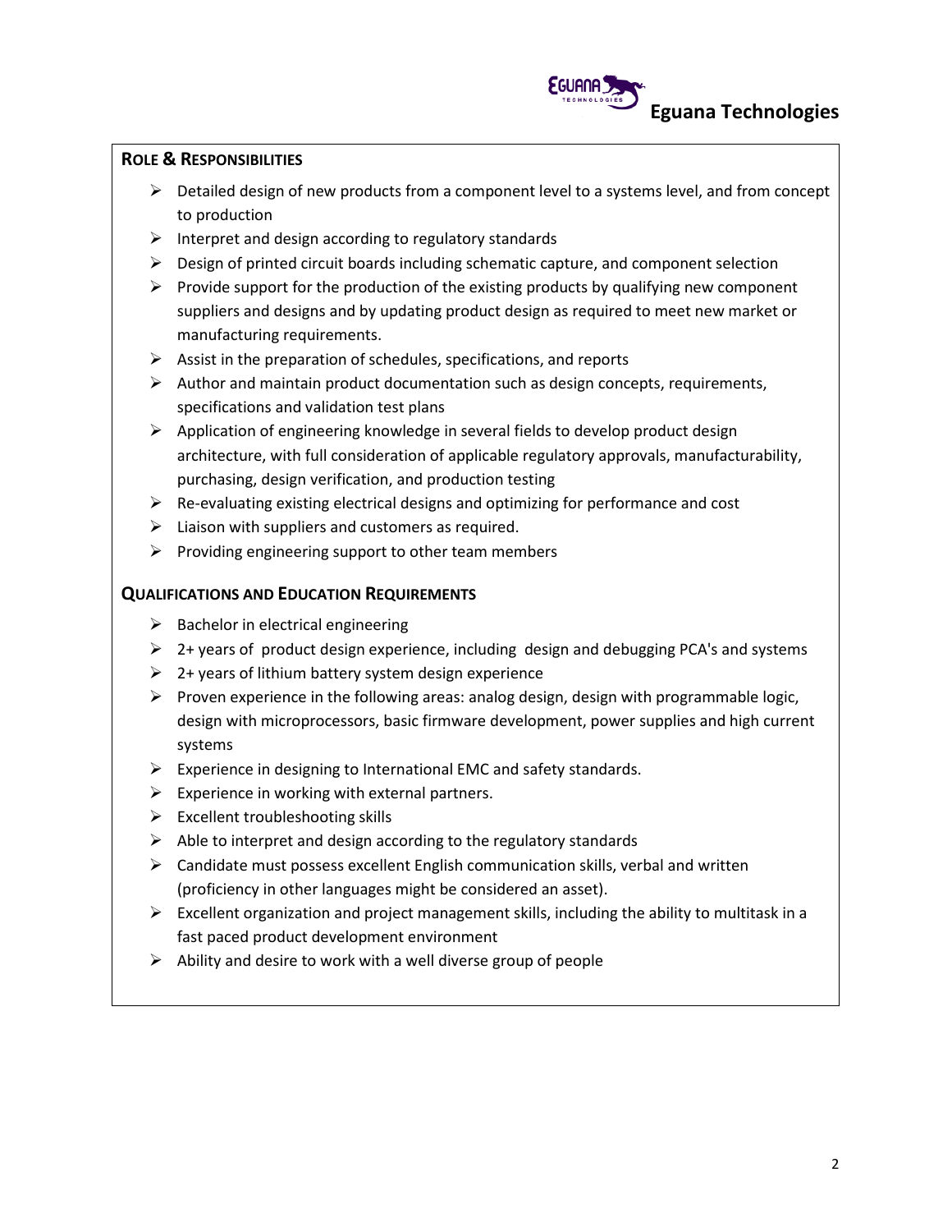## ROLE & RESPONSIBILITIES

- Detailed design of new products from a component level to a systems level, and from concept to production
- Interpret and design according to regulatory standards
- Design of printed circuit boards including schematic capture, and component selection
- Provide support for the production of the existing products by qualifying new component suppliers and designs and by updating product design as required to meet new market or manufacturing requirements.
- Assist in the preparation of schedules, specifications, and reports
- Author and maintain product documentation such as design concepts, requirements, specifications and validation test plans
- Application of engineering knowledge in several fields to develop product design architecture, with full consideration of applicable regulatory approvals, manufacturability, purchasing, design verification, and production testing
- Re-evaluating existing electrical designs and optimizing for performance and cost
- Liaison with suppliers and customers as required.
- Providing engineering support to other team members

## QUALIFICATIONS AND EDUCATION REQUIREMENTS

- Bachelor in electrical engineering
- 2+ years of product design experience, including design and debugging PCA's and systems
- 2+ years of lithium battery system design experience
- Proven experience in the following areas: analog design, design with programmable logic, design with microprocessors, basic firmware development, power supplies and high current systems
- Experience in designing to International EMC and safety standards.
- Experience in working with external partners.
- Excellent troubleshooting skills
- Able to interpret and design according to the regulatory standards
- Candidate must possess excellent English communication skills, verbal and written (proficiency in other languages might be considered an asset).
- Excellent organization and project management skills, including the ability to multitask in a fast paced product development environment
- Ability and desire to work with a well diverse group of people